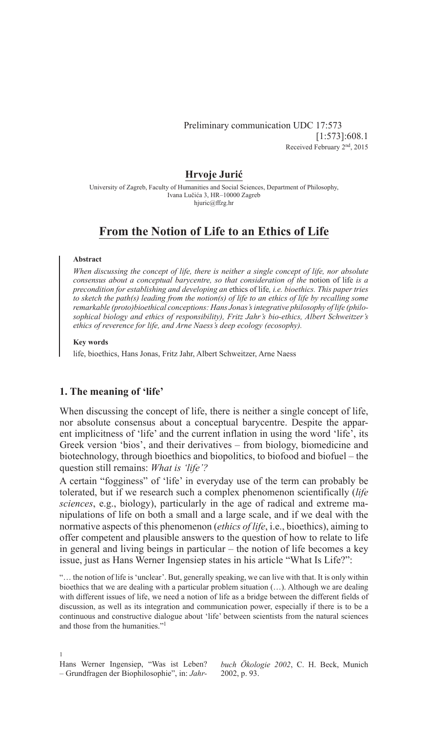Preliminary communication UDC 17:573
[1:573]:608.1
Received February 2nd, 2015

**Hrvoje Jurić**

University of Zagreb, Faculty of Humanities and Social Sciences, Department of Philosophy, Ivana Lučića 3, HR–10000 Zagreb
hjuric@ffzg.hr

# From the Notion of Life to an Ethics of Life

**Abstract**

*When discussing the concept of life, there is neither a single concept of life, nor absolute consensus about a conceptual barycentre, so that consideration of the* notion of life *is a precondition for establishing and developing an* ethics of life*, i.e. bioethics. This paper tries to sketch the path(s) leading from the notion(s) of life to an ethics of life by recalling some remarkable (proto)bioethical conceptions: Hans Jonas's integrative philosophy of life (philosophical biology and ethics of responsibility), Fritz Jahr's bio-ethics, Albert Schweitzer's ethics of reverence for life, and Arne Naess's deep ecology (ecosophy).*

**Key words**

life, bioethics, Hans Jonas, Fritz Jahr, Albert Schweitzer, Arne Naess

## 1. The meaning of 'life'

When discussing the concept of life, there is neither a single concept of life, nor absolute consensus about a conceptual barycentre. Despite the apparent implicitness of 'life' and the current inflation in using the word 'life', its Greek version 'bios', and their derivatives – from biology, biomedicine and biotechnology, through bioethics and biopolitics, to biofood and biofuel – the question still remains: *What is 'life'?*

A certain "fogginess" of 'life' in everyday use of the term can probably be tolerated, but if we research such a complex phenomenon scientifically (*life sciences*, e.g., biology), particularly in the age of radical and extreme manipulations of life on both a small and a large scale, and if we deal with the normative aspects of this phenomenon (*ethics of life*, i.e., bioethics), aiming to offer competent and plausible answers to the question of how to relate to life in general and living beings in particular – the notion of life becomes a key issue, just as Hans Werner Ingensiep states in his article "What Is Life?":

> "… the notion of life is 'unclear'. But, generally speaking, we can live with that. It is only within bioethics that we are dealing with a particular problem situation (…). Although we are dealing with different issues of life, we need a notion of life as a bridge between the different fields of discussion, as well as its integration and communication power, especially if there is to be a continuous and constructive dialogue about 'life' between scientists from the natural sciences and those from the humanities."[1]

[1] Hans Werner Ingensiep, "Was ist Leben? – Grundfragen der Biophilosophie", in: *Jahrbuch Ökologie 2002*, C. H. Beck, Munich 2002, p. 93.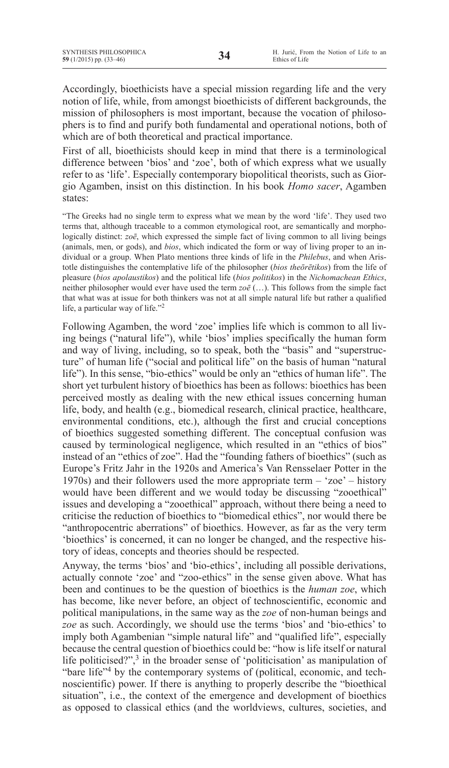Accordingly, bioethicists have a special mission regarding life and the very notion of life, while, from amongst bioethicists of different backgrounds, the mission of philosophers is most important, because the vocation of philosophers is to find and purify both fundamental and operational notions, both of which are of both theoretical and practical importance.

First of all, bioethicists should keep in mind that there is a terminological difference between 'bios' and 'zoe', both of which express what we usually refer to as 'life'. Especially contemporary biopolitical theorists, such as Giorgio Agamben, insist on this distinction. In his book *Homo sacer*, Agamben states:

> "The Greeks had no single term to express what we mean by the word 'life'. They used two terms that, although traceable to a common etymological root, are semantically and morphologically distinct: *zoē*, which expressed the simple fact of living common to all living beings (animals, men, or gods), and *bios*, which indicated the form or way of living proper to an individual or a group. When Plato mentions three kinds of life in the *Philebus*, and when Aristotle distinguishes the contemplative life of the philosopher (*bios theōrētikos*) from the life of pleasure (*bios apolaustikos*) and the political life (*bios politikos*) in the *Nichomachean Ethics*, neither philosopher would ever have used the term *zoē* (…). This follows from the simple fact that what was at issue for both thinkers was not at all simple natural life but rather a qualified life, a particular way of life."[2]

Following Agamben, the word 'zoe' implies life which is common to all living beings ("natural life"), while 'bios' implies specifically the human form and way of living, including, so to speak, both the "basis" and "superstructure" of human life ("social and political life" on the basis of human "natural life"). In this sense, "bio-ethics" would be only an "ethics of human life". The short yet turbulent history of bioethics has been as follows: bioethics has been perceived mostly as dealing with the new ethical issues concerning human life, body, and health (e.g., biomedical research, clinical practice, healthcare, environmental conditions, etc.), although the first and crucial conceptions of bioethics suggested something different. The conceptual confusion was caused by terminological negligence, which resulted in an "ethics of bios" instead of an "ethics of zoe". Had the "founding fathers of bioethics" (such as Europe's Fritz Jahr in the 1920s and America's Van Rensselaer Potter in the 1970s) and their followers used the more appropriate term – 'zoe' – history would have been different and we would today be discussing "zooethical" issues and developing a "zooethical" approach, without there being a need to criticise the reduction of bioethics to "biomedical ethics", nor would there be "anthropocentric aberrations" of bioethics. However, as far as the very term 'bioethics' is concerned, it can no longer be changed, and the respective history of ideas, concepts and theories should be respected.

Anyway, the terms 'bios' and 'bio-ethics', including all possible derivations, actually connote 'zoe' and "zoo-ethics" in the sense given above. What has been and continues to be the question of bioethics is the *human zoe*, which has become, like never before, an object of technoscientific, economic and political manipulations, in the same way as the *zoe* of non-human beings and *zoe* as such. Accordingly, we should use the terms 'bios' and 'bio-ethics' to imply both Agambenian "simple natural life" and "qualified life", especially because the central question of bioethics could be: "how is life itself or natural life politicised?",[3] in the broader sense of 'politicisation' as manipulation of "bare life"[4] by the contemporary systems of (political, economic, and technoscientific) power. If there is anything to properly describe the "bioethical situation", i.e., the context of the emergence and development of bioethics as opposed to classical ethics (and the worldviews, cultures, societies, and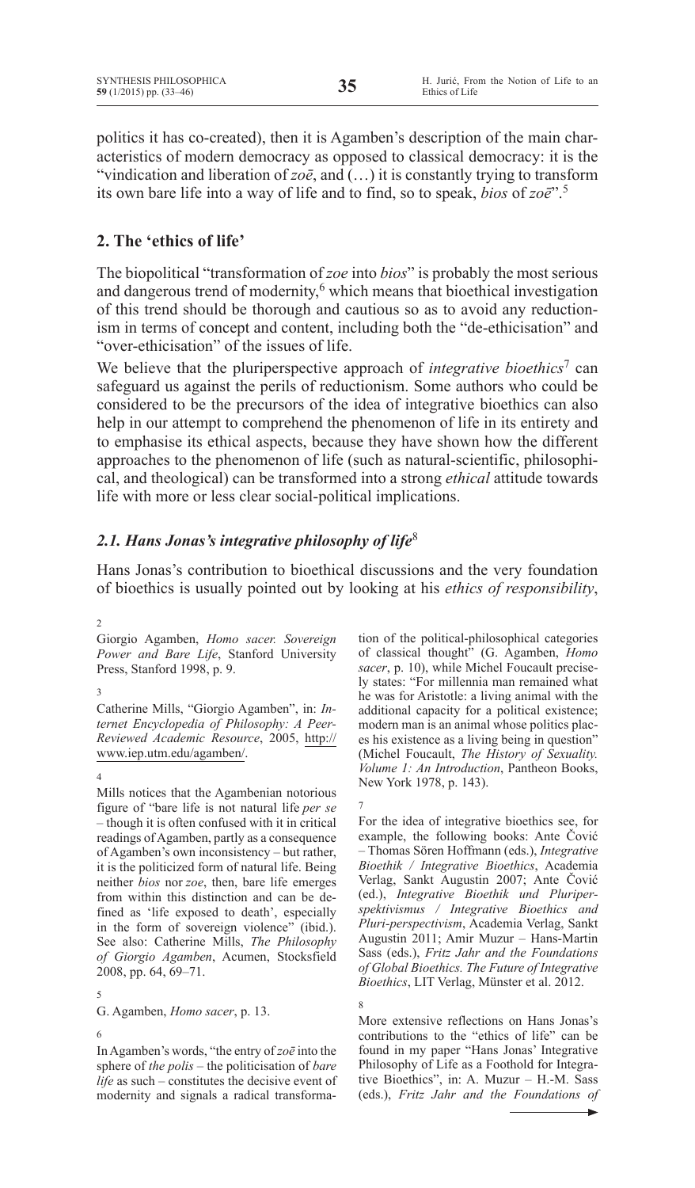politics it has co-created), then it is Agamben's description of the main characteristics of modern democracy as opposed to classical democracy: it is the "vindication and liberation of *zoē*, and (…) it is constantly trying to transform its own bare life into a way of life and to find, so to speak, *bios* of *zoē*".[5]

## 2. The 'ethics of life'

The biopolitical "transformation of *zoe* into *bios*" is probably the most serious and dangerous trend of modernity,[6] which means that bioethical investigation of this trend should be thorough and cautious so as to avoid any reductionism in terms of concept and content, including both the "de-ethicisation" and "over-ethicisation" of the issues of life.

We believe that the pluriperspective approach of *integrative bioethics*[7] can safeguard us against the perils of reductionism. Some authors who could be considered to be the precursors of the idea of integrative bioethics can also help in our attempt to comprehend the phenomenon of life in its entirety and to emphasise its ethical aspects, because they have shown how the different approaches to the phenomenon of life (such as natural-scientific, philosophical, and theological) can be transformed into a strong *ethical* attitude towards life with more or less clear social-political implications.

### *2.1. Hans Jonas's integrative philosophy of life*[8]

Hans Jonas's contribution to bioethical discussions and the very foundation of bioethics is usually pointed out by looking at his *ethics of responsibility*,

---

2 Giorgio Agamben, *Homo sacer. Sovereign Power and Bare Life*, Stanford University Press, Stanford 1998, p. 9.

3 Catherine Mills, "Giorgio Agamben", in: *Internet Encyclopedia of Philosophy: A Peer-Reviewed Academic Resource*, 2005, http://www.iep.utm.edu/agamben/.

4 Mills notices that the Agambenian notorious figure of "bare life is not natural life *per se* – though it is often confused with it in critical readings of Agamben, partly as a consequence of Agamben's own inconsistency – but rather, it is the politicized form of natural life. Being neither *bios* nor *zoe*, then, bare life emerges from within this distinction and can be defined as 'life exposed to death', especially in the form of sovereign violence" (ibid.). See also: Catherine Mills, *The Philosophy of Giorgio Agamben*, Acumen, Stocksfield 2008, pp. 64, 69–71.

5 G. Agamben, *Homo sacer*, p. 13.

6 In Agamben's words, "the entry of *zoē* into the sphere of *the polis* – the politicisation of *bare life* as such – constitutes the decisive event of modernity and signals a radical transformation of the political-philosophical categories of classical thought" (G. Agamben, *Homo sacer*, p. 10), while Michel Foucault precisely states: "For millennia man remained what he was for Aristotle: a living animal with the additional capacity for a political existence; modern man is an animal whose politics places his existence as a living being in question" (Michel Foucault, *The History of Sexuality. Volume 1: An Introduction*, Pantheon Books, New York 1978, p. 143).

7 For the idea of integrative bioethics see, for example, the following books: Ante Čović – Thomas Sören Hoffmann (eds.), *Integrative Bioethik / Integrative Bioethics*, Academia Verlag, Sankt Augustin 2007; Ante Čović (ed.), *Integrative Bioethik und Pluriperspektivismus / Integrative Bioethics and Pluri-perspectivism*, Academia Verlag, Sankt Augustin 2011; Amir Muzur – Hans-Martin Sass (eds.), *Fritz Jahr and the Foundations of Global Bioethics. The Future of Integrative Bioethics*, LIT Verlag, Münster et al. 2012.

8 More extensive reflections on Hans Jonas's contributions to the "ethics of life" can be found in my paper "Hans Jonas' Integrative Philosophy of Life as a Foothold for Integrative Bioethics", in: A. Muzur – H.-M. Sass (eds.), *Fritz Jahr and the Foundations of*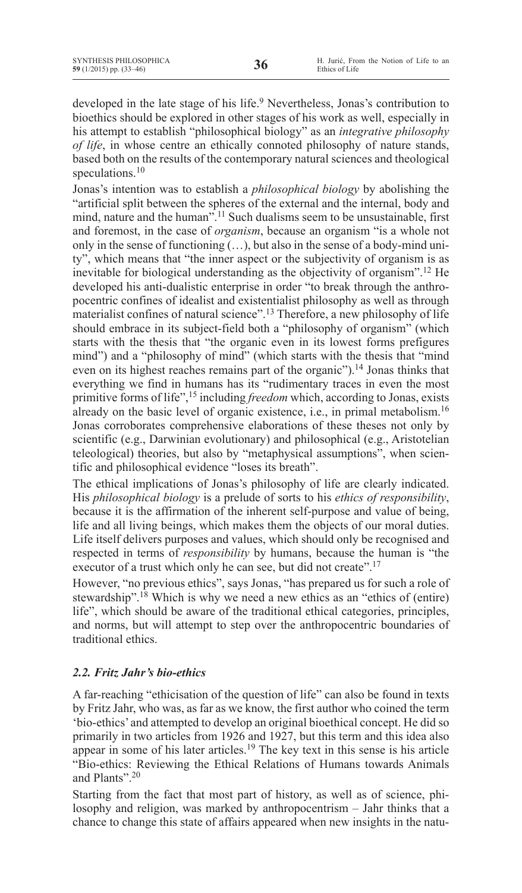developed in the late stage of his life.[9] Nevertheless, Jonas's contribution to bioethics should be explored in other stages of his work as well, especially in his attempt to establish "philosophical biology" as an *integrative philosophy of life*, in whose centre an ethically connoted philosophy of nature stands, based both on the results of the contemporary natural sciences and theological speculations.[10]

Jonas's intention was to establish a *philosophical biology* by abolishing the "artificial split between the spheres of the external and the internal, body and mind, nature and the human".[11] Such dualisms seem to be unsustainable, first and foremost, in the case of *organism*, because an organism "is a whole not only in the sense of functioning (…), but also in the sense of a body-mind unity", which means that "the inner aspect or the subjectivity of organism is as inevitable for biological understanding as the objectivity of organism".[12] He developed his anti-dualistic enterprise in order "to break through the anthropocentric confines of idealist and existentialist philosophy as well as through materialist confines of natural science".[13] Therefore, a new philosophy of life should embrace in its subject-field both a "philosophy of organism" (which starts with the thesis that "the organic even in its lowest forms prefigures mind") and a "philosophy of mind" (which starts with the thesis that "mind even on its highest reaches remains part of the organic").[14] Jonas thinks that everything we find in humans has its "rudimentary traces in even the most primitive forms of life",[15] including *freedom* which, according to Jonas, exists already on the basic level of organic existence, i.e., in primal metabolism.[16] Jonas corroborates comprehensive elaborations of these theses not only by scientific (e.g., Darwinian evolutionary) and philosophical (e.g., Aristotelian teleological) theories, but also by "metaphysical assumptions", when scientific and philosophical evidence "loses its breath".

The ethical implications of Jonas's philosophy of life are clearly indicated. His *philosophical biology* is a prelude of sorts to his *ethics of responsibility*, because it is the affirmation of the inherent self-purpose and value of being, life and all living beings, which makes them the objects of our moral duties. Life itself delivers purposes and values, which should only be recognised and respected in terms of *responsibility* by humans, because the human is "the executor of a trust which only he can see, but did not create".[17]

However, "no previous ethics", says Jonas, "has prepared us for such a role of stewardship".[18] Which is why we need a new ethics as an "ethics of (entire) life", which should be aware of the traditional ethical categories, principles, and norms, but will attempt to step over the anthropocentric boundaries of traditional ethics.

### *2.2. Fritz Jahr's bio-ethics*

A far-reaching "ethicisation of the question of life" can also be found in texts by Fritz Jahr, who was, as far as we know, the first author who coined the term 'bio-ethics' and attempted to develop an original bioethical concept. He did so primarily in two articles from 1926 and 1927, but this term and this idea also appear in some of his later articles.[19] The key text in this sense is his article "Bio-ethics: Reviewing the Ethical Relations of Humans towards Animals and Plants".[20]

Starting from the fact that most part of history, as well as of science, philosophy and religion, was marked by anthropocentrism – Jahr thinks that a chance to change this state of affairs appeared when new insights in the natu-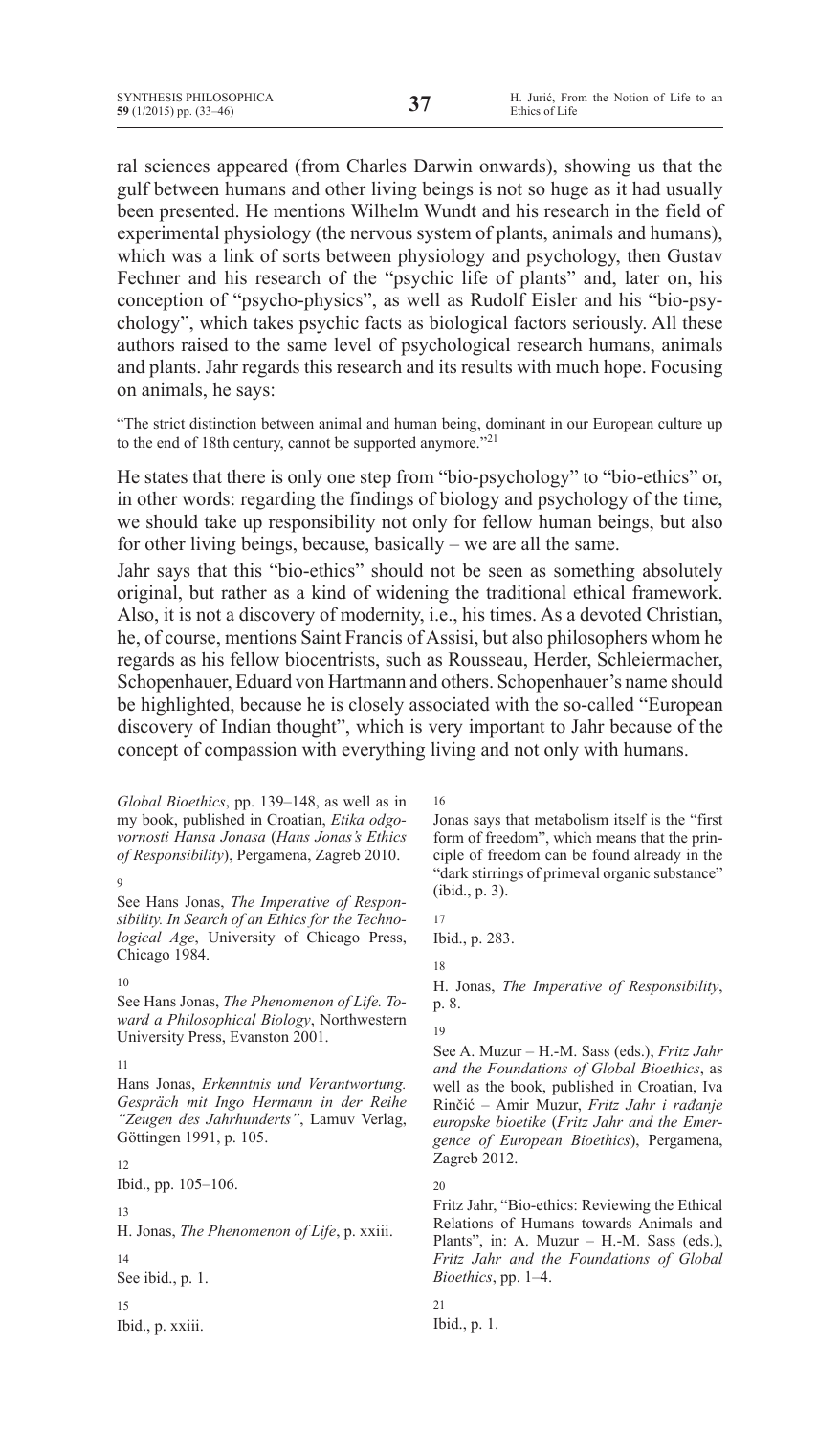ral sciences appeared (from Charles Darwin onwards), showing us that the gulf between humans and other living beings is not so huge as it had usually been presented. He mentions Wilhelm Wundt and his research in the field of experimental physiology (the nervous system of plants, animals and humans), which was a link of sorts between physiology and psychology, then Gustav Fechner and his research of the "psychic life of plants" and, later on, his conception of "psycho-physics", as well as Rudolf Eisler and his "bio-psychology", which takes psychic facts as biological factors seriously. All these authors raised to the same level of psychological research humans, animals and plants. Jahr regards this research and its results with much hope. Focusing on animals, he says:

> "The strict distinction between animal and human being, dominant in our European culture up to the end of 18th century, cannot be supported anymore."[21]

He states that there is only one step from "bio-psychology" to "bio-ethics" or, in other words: regarding the findings of biology and psychology of the time, we should take up responsibility not only for fellow human beings, but also for other living beings, because, basically – we are all the same.

Jahr says that this "bio-ethics" should not be seen as something absolutely original, but rather as a kind of widening the traditional ethical framework. Also, it is not a discovery of modernity, i.e., his times. As a devoted Christian, he, of course, mentions Saint Francis of Assisi, but also philosophers whom he regards as his fellow biocentrists, such as Rousseau, Herder, Schleiermacher, Schopenhauer, Eduard von Hartmann and others. Schopenhauer's name should be highlighted, because he is closely associated with the so-called "European discovery of Indian thought", which is very important to Jahr because of the concept of compassion with everything living and not only with humans.

---

*Global Bioethics*, pp. 139–148, as well as in my book, published in Croatian, *Etika odgovornosti Hansa Jonasa* (*Hans Jonas's Ethics of Responsibility*), Pergamena, Zagreb 2010.

[9] See Hans Jonas, *The Imperative of Responsibility. In Search of an Ethics for the Technological Age*, University of Chicago Press, Chicago 1984.

[10] See Hans Jonas, *The Phenomenon of Life. Toward a Philosophical Biology*, Northwestern University Press, Evanston 2001.

[11] Hans Jonas, *Erkenntnis und Verantwortung. Gespräch mit Ingo Hermann in der Reihe "Zeugen des Jahrhunderts"*, Lamuv Verlag, Göttingen 1991, p. 105.

[12] Ibid., pp. 105–106.

[13] H. Jonas, *The Phenomenon of Life*, p. xxiii.

[14] See ibid., p. 1.

[15] Ibid., p. xxiii.

[16] Jonas says that metabolism itself is the "first form of freedom", which means that the principle of freedom can be found already in the "dark stirrings of primeval organic substance" (ibid., p. 3).

[17] Ibid., p. 283.

[18] H. Jonas, *The Imperative of Responsibility*, p. 8.

[19] See A. Muzur – H.-M. Sass (eds.), *Fritz Jahr and the Foundations of Global Bioethics*, as well as the book, published in Croatian, Iva Rinčić – Amir Muzur, *Fritz Jahr i rađanje europske bioetike* (*Fritz Jahr and the Emergence of European Bioethics*), Pergamena, Zagreb 2012.

[20] Fritz Jahr, "Bio-ethics: Reviewing the Ethical Relations of Humans towards Animals and Plants", in: A. Muzur – H.-M. Sass (eds.), *Fritz Jahr and the Foundations of Global Bioethics*, pp. 1–4.

[21] Ibid., p. 1.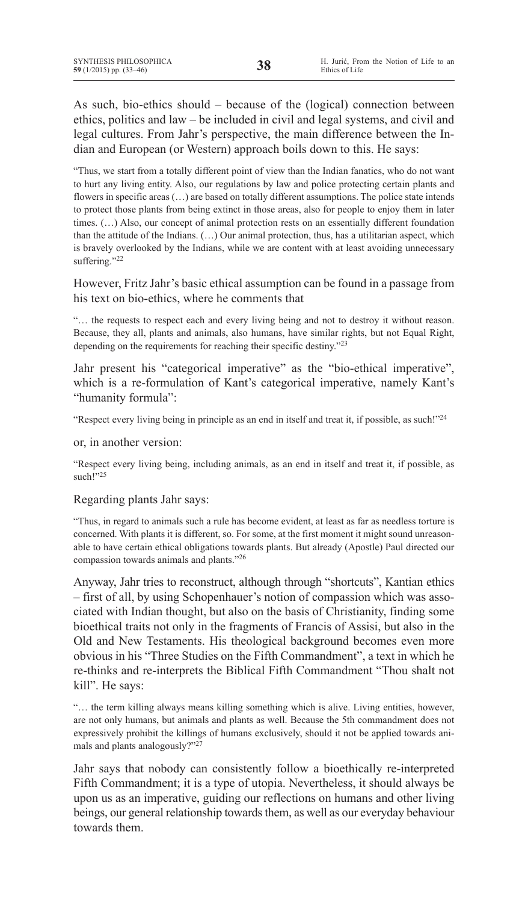As such, bio-ethics should – because of the (logical) connection between ethics, politics and law – be included in civil and legal systems, and civil and legal cultures. From Jahr's perspective, the main difference between the Indian and European (or Western) approach boils down to this. He says:

> "Thus, we start from a totally different point of view than the Indian fanatics, who do not want to hurt any living entity. Also, our regulations by law and police protecting certain plants and flowers in specific areas (…) are based on totally different assumptions. The police state intends to protect those plants from being extinct in those areas, also for people to enjoy them in later times. (…) Also, our concept of animal protection rests on an essentially different foundation than the attitude of the Indians. (…) Our animal protection, thus, has a utilitarian aspect, which is bravely overlooked by the Indians, while we are content with at least avoiding unnecessary suffering."[22]

However, Fritz Jahr's basic ethical assumption can be found in a passage from his text on bio-ethics, where he comments that

> "… the requests to respect each and every living being and not to destroy it without reason. Because, they all, plants and animals, also humans, have similar rights, but not Equal Right, depending on the requirements for reaching their specific destiny."[23]

Jahr present his "categorical imperative" as the "bio-ethical imperative", which is a re-formulation of Kant's categorical imperative, namely Kant's "humanity formula":

> "Respect every living being in principle as an end in itself and treat it, if possible, as such!"[24]

or, in another version:

> "Respect every living being, including animals, as an end in itself and treat it, if possible, as such!"[25]

Regarding plants Jahr says:

> "Thus, in regard to animals such a rule has become evident, at least as far as needless torture is concerned. With plants it is different, so. For some, at the first moment it might sound unreasonable to have certain ethical obligations towards plants. But already (Apostle) Paul directed our compassion towards animals and plants."[26]

Anyway, Jahr tries to reconstruct, although through "shortcuts", Kantian ethics – first of all, by using Schopenhauer's notion of compassion which was associated with Indian thought, but also on the basis of Christianity, finding some bioethical traits not only in the fragments of Francis of Assisi, but also in the Old and New Testaments. His theological background becomes even more obvious in his "Three Studies on the Fifth Commandment", a text in which he re-thinks and re-interprets the Biblical Fifth Commandment "Thou shalt not kill". He says:

> "… the term killing always means killing something which is alive. Living entities, however, are not only humans, but animals and plants as well. Because the 5th commandment does not expressively prohibit the killings of humans exclusively, should it not be applied towards animals and plants analogously?"[27]

Jahr says that nobody can consistently follow a bioethically re-interpreted Fifth Commandment; it is a type of utopia. Nevertheless, it should always be upon us as an imperative, guiding our reflections on humans and other living beings, our general relationship towards them, as well as our everyday behaviour towards them.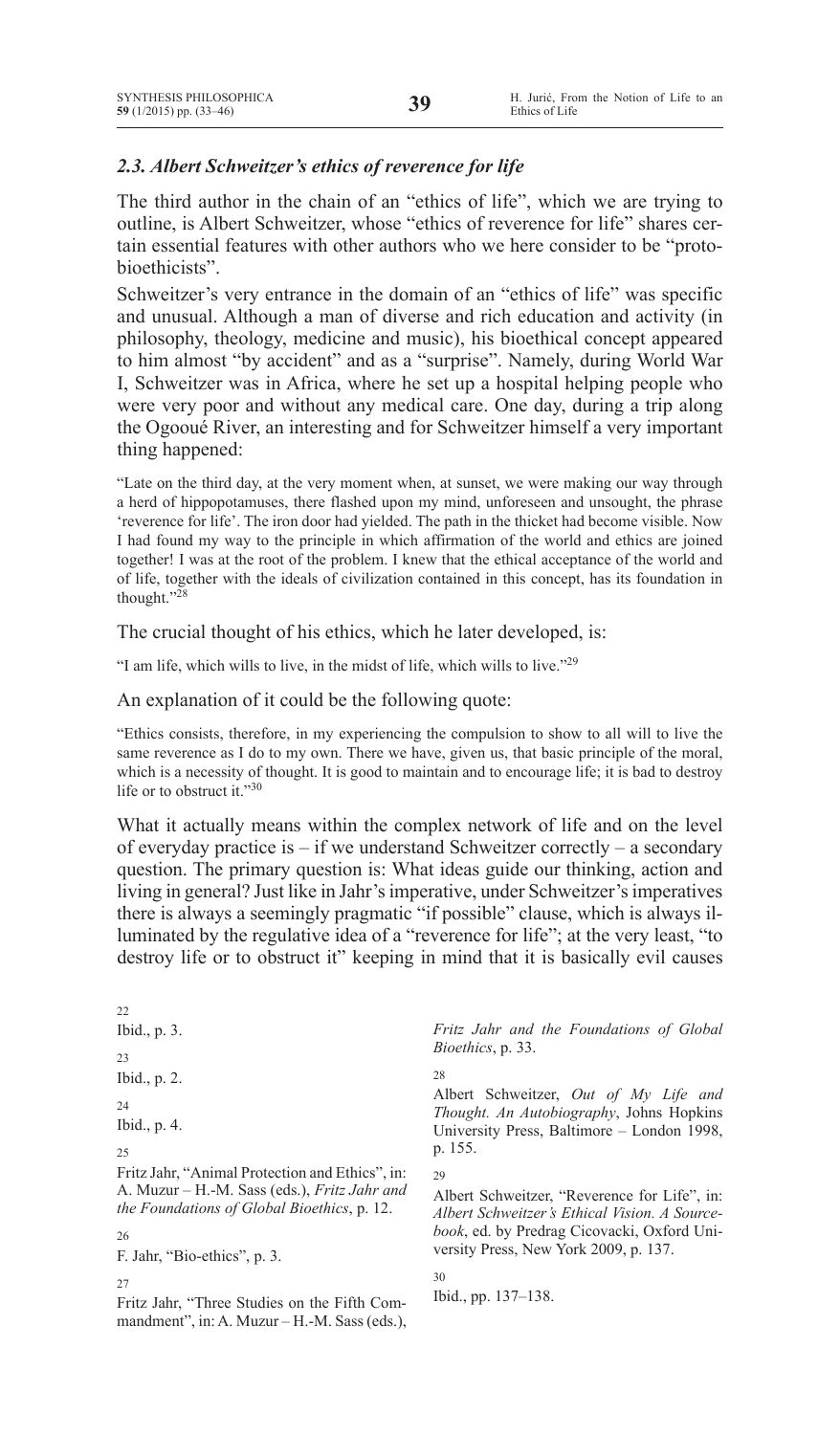### *2.3. Albert Schweitzer's ethics of reverence for life*

The third author in the chain of an "ethics of life", which we are trying to outline, is Albert Schweitzer, whose "ethics of reverence for life" shares certain essential features with other authors who we here consider to be "proto-bioethicists".

Schweitzer's very entrance in the domain of an "ethics of life" was specific and unusual. Although a man of diverse and rich education and activity (in philosophy, theology, medicine and music), his bioethical concept appeared to him almost "by accident" and as a "surprise". Namely, during World War I, Schweitzer was in Africa, where he set up a hospital helping people who were very poor and without any medical care. One day, during a trip along the Ogooué River, an interesting and for Schweitzer himself a very important thing happened:

> "Late on the third day, at the very moment when, at sunset, we were making our way through a herd of hippopotamuses, there flashed upon my mind, unforeseen and unsought, the phrase 'reverence for life'. The iron door had yielded. The path in the thicket had become visible. Now I had found my way to the principle in which affirmation of the world and ethics are joined together! I was at the root of the problem. I knew that the ethical acceptance of the world and of life, together with the ideals of civilization contained in this concept, has its foundation in thought."[28]

The crucial thought of his ethics, which he later developed, is:

> "I am life, which wills to live, in the midst of life, which wills to live."[29]

An explanation of it could be the following quote:

> "Ethics consists, therefore, in my experiencing the compulsion to show to all will to live the same reverence as I do to my own. There we have, given us, that basic principle of the moral, which is a necessity of thought. It is good to maintain and to encourage life; it is bad to destroy life or to obstruct it."[30]

What it actually means within the complex network of life and on the level of everyday practice is – if we understand Schweitzer correctly – a secondary question. The primary question is: What ideas guide our thinking, action and living in general? Just like in Jahr's imperative, under Schweitzer's imperatives there is always a seemingly pragmatic "if possible" clause, which is always illuminated by the regulative idea of a "reverence for life"; at the very least, "to destroy life or to obstruct it" keeping in mind that it is basically evil causes

---

22 Ibid., p. 3.

23 Ibid., p. 2.

24 Ibid., p. 4.

25 Fritz Jahr, "Animal Protection and Ethics", in: A. Muzur – H.-M. Sass (eds.), *Fritz Jahr and the Foundations of Global Bioethics*, p. 12.

26 F. Jahr, "Bio-ethics", p. 3.

27 Fritz Jahr, "Three Studies on the Fifth Commandment", in: A. Muzur – H.-M. Sass (eds.), *Fritz Jahr and the Foundations of Global Bioethics*, p. 33.

28 Albert Schweitzer, *Out of My Life and Thought. An Autobiography*, Johns Hopkins University Press, Baltimore – London 1998, p. 155.

29 Albert Schweitzer, "Reverence for Life", in: *Albert Schweitzer's Ethical Vision. A Sourcebook*, ed. by Predrag Cicovacki, Oxford University Press, New York 2009, p. 137.

30 Ibid., pp. 137–138.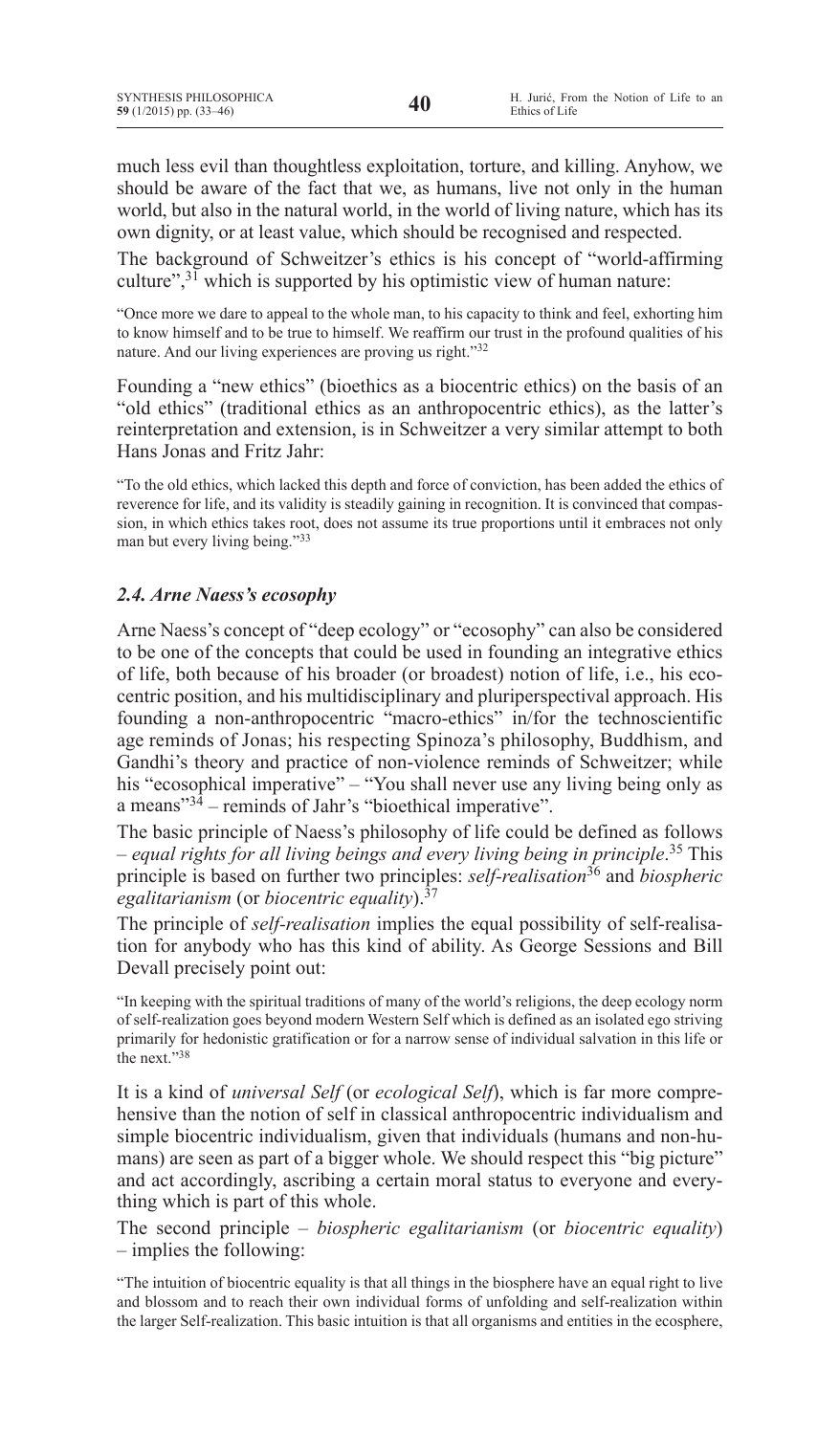much less evil than thoughtless exploitation, torture, and killing. Anyhow, we should be aware of the fact that we, as humans, live not only in the human world, but also in the natural world, in the world of living nature, which has its own dignity, or at least value, which should be recognised and respected.

The background of Schweitzer's ethics is his concept of "world-affirming culture",[31] which is supported by his optimistic view of human nature:

> "Once more we dare to appeal to the whole man, to his capacity to think and feel, exhorting him to know himself and to be true to himself. We reaffirm our trust in the profound qualities of his nature. And our living experiences are proving us right."[32]

Founding a "new ethics" (bioethics as a biocentric ethics) on the basis of an "old ethics" (traditional ethics as an anthropocentric ethics), as the latter's reinterpretation and extension, is in Schweitzer a very similar attempt to both Hans Jonas and Fritz Jahr:

> "To the old ethics, which lacked this depth and force of conviction, has been added the ethics of reverence for life, and its validity is steadily gaining in recognition. It is convinced that compassion, in which ethics takes root, does not assume its true proportions until it embraces not only man but every living being."[33]

### *2.4. Arne Naess's ecosophy*

Arne Naess's concept of "deep ecology" or "ecosophy" can also be considered to be one of the concepts that could be used in founding an integrative ethics of life, both because of his broader (or broadest) notion of life, i.e., his ecocentric position, and his multidisciplinary and pluriperspectival approach. His founding a non-anthropocentric "macro-ethics" in/for the technoscientific age reminds of Jonas; his respecting Spinoza's philosophy, Buddhism, and Gandhi's theory and practice of non-violence reminds of Schweitzer; while his "ecosophical imperative" – "You shall never use any living being only as a means"[34] – reminds of Jahr's "bioethical imperative".

The basic principle of Naess's philosophy of life could be defined as follows – *equal rights for all living beings and every living being in principle*.[35] This principle is based on further two principles: *self-realisation*[36] and *biospheric egalitarianism* (or *biocentric equality*).[37]

The principle of *self-realisation* implies the equal possibility of self-realisation for anybody who has this kind of ability. As George Sessions and Bill Devall precisely point out:

> "In keeping with the spiritual traditions of many of the world's religions, the deep ecology norm of self-realization goes beyond modern Western Self which is defined as an isolated ego striving primarily for hedonistic gratification or for a narrow sense of individual salvation in this life or the next."[38]

It is a kind of *universal Self* (or *ecological Self*), which is far more comprehensive than the notion of self in classical anthropocentric individualism and simple biocentric individualism, given that individuals (humans and non-humans) are seen as part of a bigger whole. We should respect this "big picture" and act accordingly, ascribing a certain moral status to everyone and everything which is part of this whole.

The second principle – *biospheric egalitarianism* (or *biocentric equality*) – implies the following:

> "The intuition of biocentric equality is that all things in the biosphere have an equal right to live and blossom and to reach their own individual forms of unfolding and self-realization within the larger Self-realization. This basic intuition is that all organisms and entities in the ecosphere,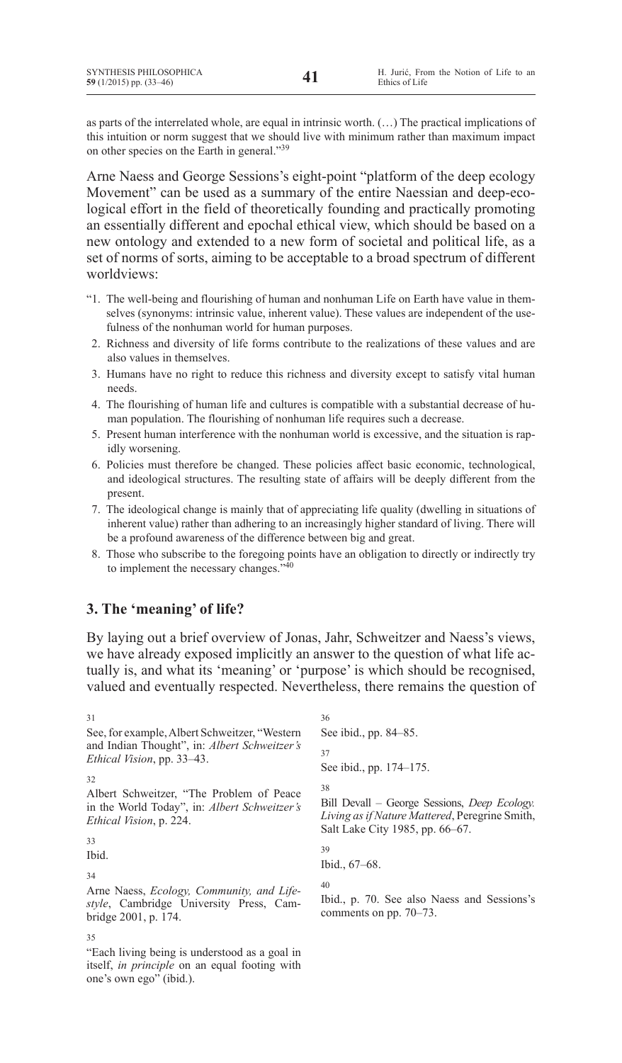as parts of the interrelated whole, are equal in intrinsic worth. (…) The practical implications of this intuition or norm suggest that we should live with minimum rather than maximum impact on other species on the Earth in general."[39]

Arne Naess and George Sessions's eight-point "platform of the deep ecology Movement" can be used as a summary of the entire Naessian and deep-ecological effort in the field of theoretically founding and practically promoting an essentially different and epochal ethical view, which should be based on a new ontology and extended to a new form of societal and political life, as a set of norms of sorts, aiming to be acceptable to a broad spectrum of different worldviews:

"1. The well-being and flourishing of human and nonhuman Life on Earth have value in themselves (synonyms: intrinsic value, inherent value). These values are independent of the usefulness of the nonhuman world for human purposes.
2. Richness and diversity of life forms contribute to the realizations of these values and are also values in themselves.
3. Humans have no right to reduce this richness and diversity except to satisfy vital human needs.
4. The flourishing of human life and cultures is compatible with a substantial decrease of human population. The flourishing of nonhuman life requires such a decrease.
5. Present human interference with the nonhuman world is excessive, and the situation is rapidly worsening.
6. Policies must therefore be changed. These policies affect basic economic, technological, and ideological structures. The resulting state of affairs will be deeply different from the present.
7. The ideological change is mainly that of appreciating life quality (dwelling in situations of inherent value) rather than adhering to an increasingly higher standard of living. There will be a profound awareness of the difference between big and great.
8. Those who subscribe to the foregoing points have an obligation to directly or indirectly try to implement the necessary changes."[40]

## 3. The 'meaning' of life?

By laying out a brief overview of Jonas, Jahr, Schweitzer and Naess's views, we have already exposed implicitly an answer to the question of what life actually is, and what its 'meaning' or 'purpose' is which should be recognised, valued and eventually respected. Nevertheless, there remains the question of

---

31 See, for example, Albert Schweitzer, "Western and Indian Thought", in: *Albert Schweitzer's Ethical Vision*, pp. 33–43.

32 Albert Schweitzer, "The Problem of Peace in the World Today", in: *Albert Schweitzer's Ethical Vision*, p. 224.

33 Ibid.

34 Arne Naess, *Ecology, Community, and Lifestyle*, Cambridge University Press, Cambridge 2001, p. 174.

35 "Each living being is understood as a goal in itself, *in principle* on an equal footing with one's own ego" (ibid.).

36 See ibid., pp. 84–85.

37 See ibid., pp. 174–175.

38 Bill Devall – George Sessions, *Deep Ecology. Living as if Nature Mattered*, Peregrine Smith, Salt Lake City 1985, pp. 66–67.

39 Ibid., 67–68.

40 Ibid., p. 70. See also Naess and Sessions's comments on pp. 70–73.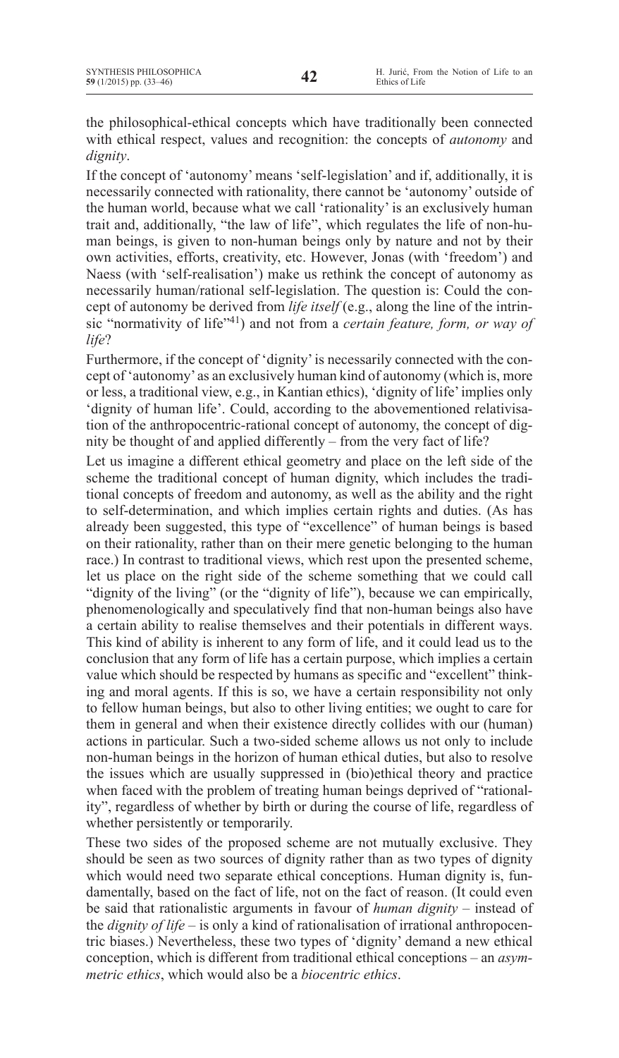the philosophical-ethical concepts which have traditionally been connected with ethical respect, values and recognition: the concepts of *autonomy* and *dignity*.

If the concept of 'autonomy' means 'self-legislation' and if, additionally, it is necessarily connected with rationality, there cannot be 'autonomy' outside of the human world, because what we call 'rationality' is an exclusively human trait and, additionally, "the law of life", which regulates the life of non-human beings, is given to non-human beings only by nature and not by their own activities, efforts, creativity, etc. However, Jonas (with 'freedom') and Naess (with 'self-realisation') make us rethink the concept of autonomy as necessarily human/rational self-legislation. The question is: Could the concept of autonomy be derived from *life itself* (e.g., along the line of the intrinsic "normativity of life"[41]) and not from a *certain feature, form, or way of life*?

Furthermore, if the concept of 'dignity' is necessarily connected with the concept of 'autonomy' as an exclusively human kind of autonomy (which is, more or less, a traditional view, e.g., in Kantian ethics), 'dignity of life' implies only 'dignity of human life'. Could, according to the abovementioned relativisation of the anthropocentric-rational concept of autonomy, the concept of dignity be thought of and applied differently – from the very fact of life?

Let us imagine a different ethical geometry and place on the left side of the scheme the traditional concept of human dignity, which includes the traditional concepts of freedom and autonomy, as well as the ability and the right to self-determination, and which implies certain rights and duties. (As has already been suggested, this type of "excellence" of human beings is based on their rationality, rather than on their mere genetic belonging to the human race.) In contrast to traditional views, which rest upon the presented scheme, let us place on the right side of the scheme something that we could call "dignity of the living" (or the "dignity of life"), because we can empirically, phenomenologically and speculatively find that non-human beings also have a certain ability to realise themselves and their potentials in different ways. This kind of ability is inherent to any form of life, and it could lead us to the conclusion that any form of life has a certain purpose, which implies a certain value which should be respected by humans as specific and "excellent" thinking and moral agents. If this is so, we have a certain responsibility not only to fellow human beings, but also to other living entities; we ought to care for them in general and when their existence directly collides with our (human) actions in particular. Such a two-sided scheme allows us not only to include non-human beings in the horizon of human ethical duties, but also to resolve the issues which are usually suppressed in (bio)ethical theory and practice when faced with the problem of treating human beings deprived of "rationality", regardless of whether by birth or during the course of life, regardless of whether persistently or temporarily.

These two sides of the proposed scheme are not mutually exclusive. They should be seen as two sources of dignity rather than as two types of dignity which would need two separate ethical conceptions. Human dignity is, fundamentally, based on the fact of life, not on the fact of reason. (It could even be said that rationalistic arguments in favour of *human dignity* – instead of the *dignity of life* – is only a kind of rationalisation of irrational anthropocentric biases.) Nevertheless, these two types of 'dignity' demand a new ethical conception, which is different from traditional ethical conceptions – an *asymmetric ethics*, which would also be a *biocentric ethics*.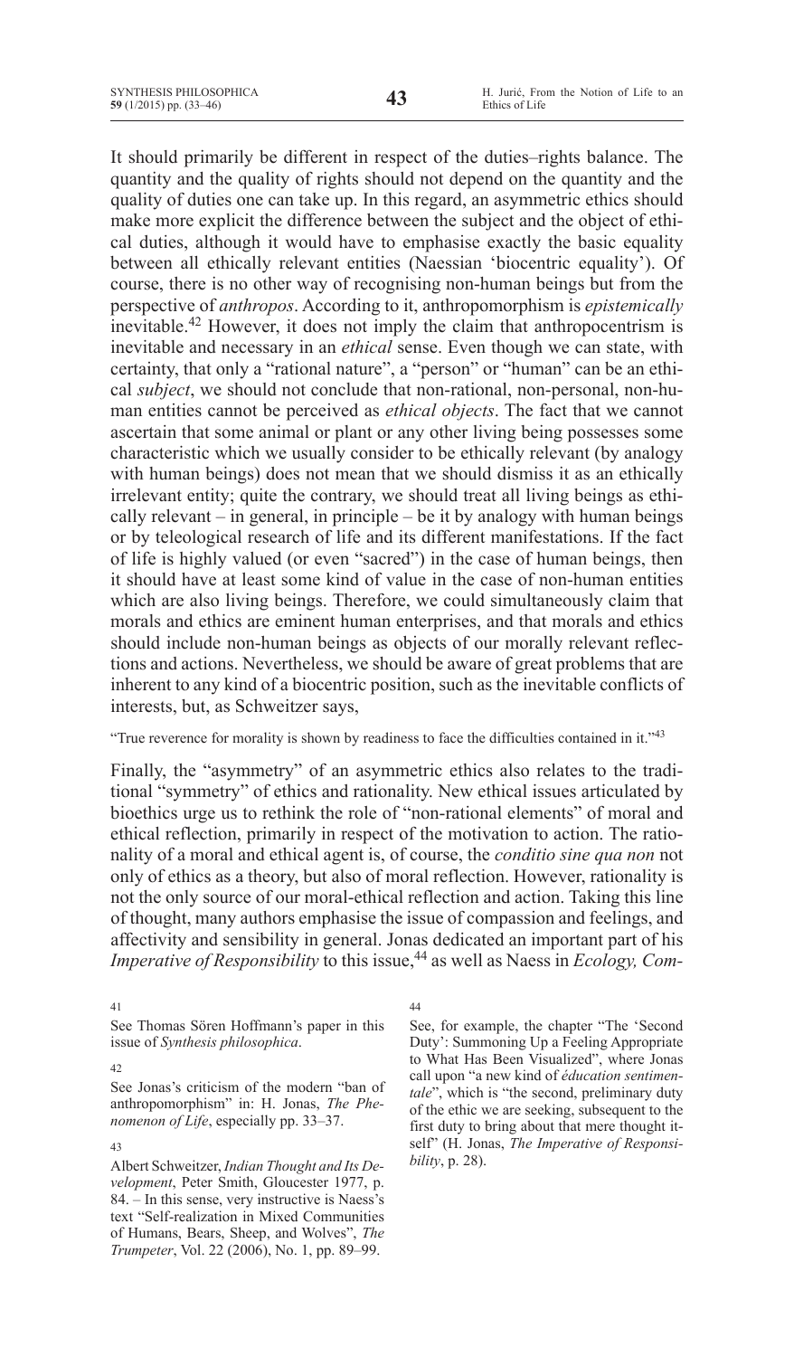It should primarily be different in respect of the duties–rights balance. The quantity and the quality of rights should not depend on the quantity and the quality of duties one can take up. In this regard, an asymmetric ethics should make more explicit the difference between the subject and the object of ethical duties, although it would have to emphasise exactly the basic equality between all ethically relevant entities (Naessian 'biocentric equality'). Of course, there is no other way of recognising non-human beings but from the perspective of *anthropos*. According to it, anthropomorphism is *epistemically* inevitable.[42] However, it does not imply the claim that anthropocentrism is inevitable and necessary in an *ethical* sense. Even though we can state, with certainty, that only a "rational nature", a "person" or "human" can be an ethical *subject*, we should not conclude that non-rational, non-personal, non-human entities cannot be perceived as *ethical objects*. The fact that we cannot ascertain that some animal or plant or any other living being possesses some characteristic which we usually consider to be ethically relevant (by analogy with human beings) does not mean that we should dismiss it as an ethically irrelevant entity; quite the contrary, we should treat all living beings as ethically relevant – in general, in principle – be it by analogy with human beings or by teleological research of life and its different manifestations. If the fact of life is highly valued (or even "sacred") in the case of human beings, then it should have at least some kind of value in the case of non-human entities which are also living beings. Therefore, we could simultaneously claim that morals and ethics are eminent human enterprises, and that morals and ethics should include non-human beings as objects of our morally relevant reflections and actions. Nevertheless, we should be aware of great problems that are inherent to any kind of a biocentric position, such as the inevitable conflicts of interests, but, as Schweitzer says,

"True reverence for morality is shown by readiness to face the difficulties contained in it."[43]

Finally, the "asymmetry" of an asymmetric ethics also relates to the traditional "symmetry" of ethics and rationality. New ethical issues articulated by bioethics urge us to rethink the role of "non-rational elements" of moral and ethical reflection, primarily in respect of the motivation to action. The rationality of a moral and ethical agent is, of course, the *conditio sine qua non* not only of ethics as a theory, but also of moral reflection. However, rationality is not the only source of our moral-ethical reflection and action. Taking this line of thought, many authors emphasise the issue of compassion and feelings, and affectivity and sensibility in general. Jonas dedicated an important part of his *Imperative of Responsibility* to this issue,[44] as well as Naess in *Ecology, Com-*

---

41
See Thomas Sören Hoffmann's paper in this issue of *Synthesis philosophica*.

42
See Jonas's criticism of the modern "ban of anthropomorphism" in: H. Jonas, *The Phenomenon of Life*, especially pp. 33–37.

43
Albert Schweitzer, *Indian Thought and Its Development*, Peter Smith, Gloucester 1977, p. 84. – In this sense, very instructive is Naess's text "Self-realization in Mixed Communities of Humans, Bears, Sheep, and Wolves", *The Trumpeter*, Vol. 22 (2006), No. 1, pp. 89–99.

44
See, for example, the chapter "The 'Second Duty': Summoning Up a Feeling Appropriate to What Has Been Visualized", where Jonas call upon "a new kind of *éducation sentimentale*", which is "the second, preliminary duty of the ethic we are seeking, subsequent to the first duty to bring about that mere thought itself" (H. Jonas, *The Imperative of Responsibility*, p. 28).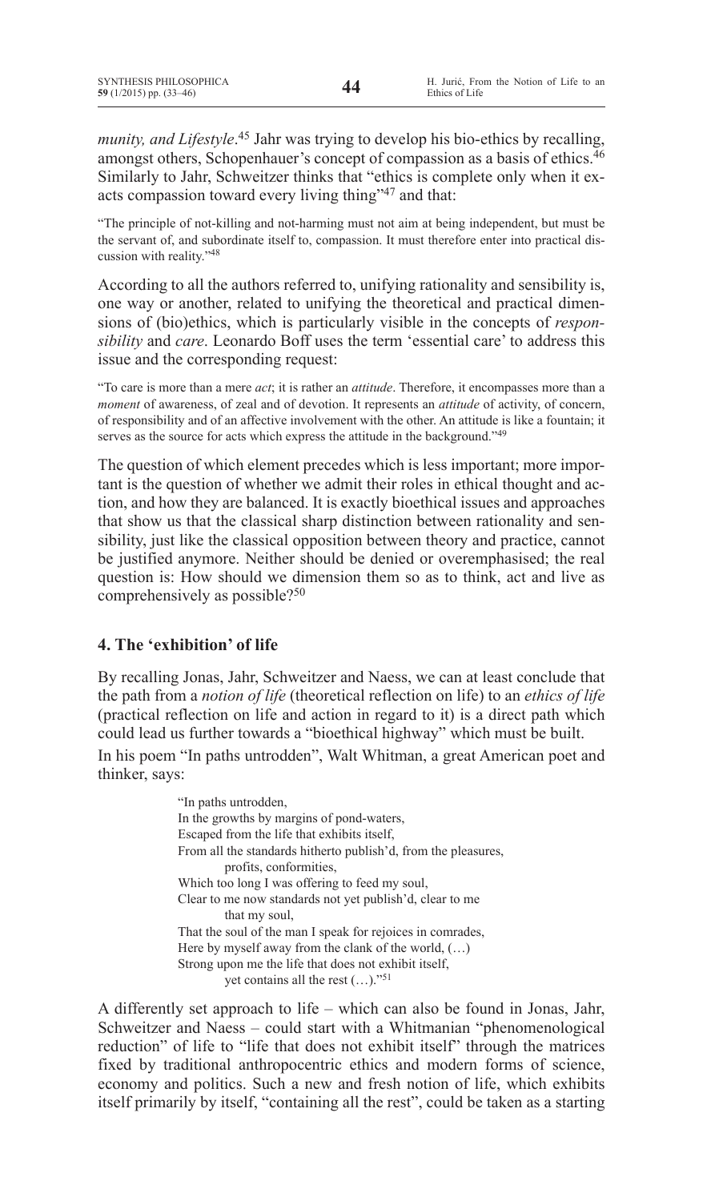*munity, and Lifestyle*.[45] Jahr was trying to develop his bio-ethics by recalling, amongst others, Schopenhauer's concept of compassion as a basis of ethics.[46] Similarly to Jahr, Schweitzer thinks that "ethics is complete only when it exacts compassion toward every living thing"[47] and that:

> "The principle of not-killing and not-harming must not aim at being independent, but must be the servant of, and subordinate itself to, compassion. It must therefore enter into practical discussion with reality."[48]

According to all the authors referred to, unifying rationality and sensibility is, one way or another, related to unifying the theoretical and practical dimensions of (bio)ethics, which is particularly visible in the concepts of *responsibility* and *care*. Leonardo Boff uses the term 'essential care' to address this issue and the corresponding request:

> "To care is more than a mere *act*; it is rather an *attitude*. Therefore, it encompasses more than a *moment* of awareness, of zeal and of devotion. It represents an *attitude* of activity, of concern, of responsibility and of an affective involvement with the other. An attitude is like a fountain; it serves as the source for acts which express the attitude in the background."[49]

The question of which element precedes which is less important; more important is the question of whether we admit their roles in ethical thought and action, and how they are balanced. It is exactly bioethical issues and approaches that show us that the classical sharp distinction between rationality and sensibility, just like the classical opposition between theory and practice, cannot be justified anymore. Neither should be denied or overemphasised; the real question is: How should we dimension them so as to think, act and live as comprehensively as possible?[50]

## 4. The 'exhibition' of life

By recalling Jonas, Jahr, Schweitzer and Naess, we can at least conclude that the path from a *notion of life* (theoretical reflection on life) to an *ethics of life* (practical reflection on life and action in regard to it) is a direct path which could lead us further towards a "bioethical highway" which must be built.

In his poem "In paths untrodden", Walt Whitman, a great American poet and thinker, says:

> "In paths untrodden,
> In the growths by margins of pond-waters,
> Escaped from the life that exhibits itself,
> From all the standards hitherto publish'd, from the pleasures, profits, conformities,
> Which too long I was offering to feed my soul,
> Clear to me now standards not yet publish'd, clear to me that my soul,
> That the soul of the man I speak for rejoices in comrades,
> Here by myself away from the clank of the world, (…)
> Strong upon me the life that does not exhibit itself, yet contains all the rest (…)."[51]

A differently set approach to life – which can also be found in Jonas, Jahr, Schweitzer and Naess – could start with a Whitmanian "phenomenological reduction" of life to "life that does not exhibit itself" through the matrices fixed by traditional anthropocentric ethics and modern forms of science, economy and politics. Such a new and fresh notion of life, which exhibits itself primarily by itself, "containing all the rest", could be taken as a starting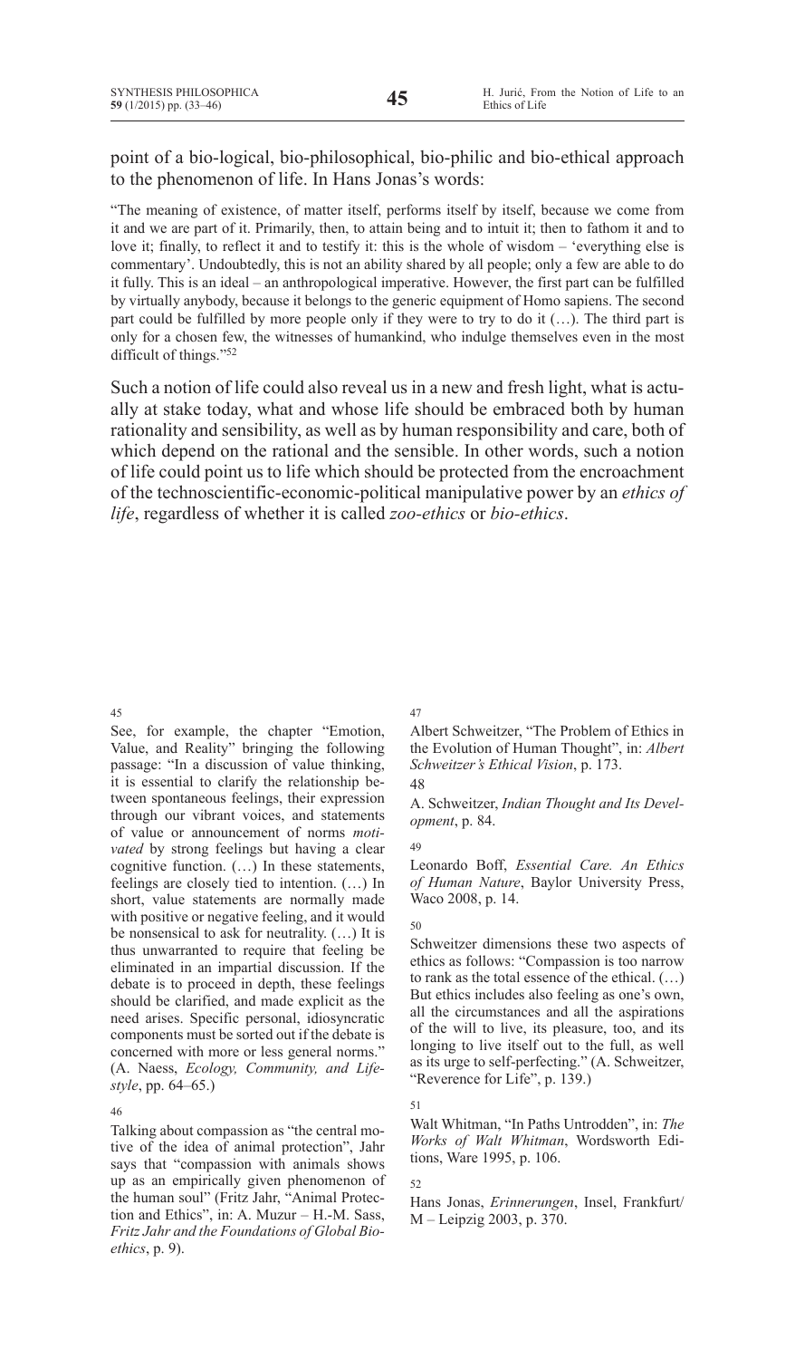point of a bio-logical, bio-philosophical, bio-philic and bio-ethical approach to the phenomenon of life. In Hans Jonas's words:

> "The meaning of existence, of matter itself, performs itself by itself, because we come from it and we are part of it. Primarily, then, to attain being and to intuit it; then to fathom it and to love it; finally, to reflect it and to testify it: this is the whole of wisdom – 'everything else is commentary'. Undoubtedly, this is not an ability shared by all people; only a few are able to do it fully. This is an ideal – an anthropological imperative. However, the first part can be fulfilled by virtually anybody, because it belongs to the generic equipment of Homo sapiens. The second part could be fulfilled by more people only if they were to try to do it (…). The third part is only for a chosen few, the witnesses of humankind, who indulge themselves even in the most difficult of things."[52]

Such a notion of life could also reveal us in a new and fresh light, what is actually at stake today, what and whose life should be embraced both by human rationality and sensibility, as well as by human responsibility and care, both of which depend on the rational and the sensible. In other words, such a notion of life could point us to life which should be protected from the encroachment of the technoscientific-economic-political manipulative power by an *ethics of life*, regardless of whether it is called *zoo-ethics* or *bio-ethics*.

---

45

See, for example, the chapter "Emotion, Value, and Reality" bringing the following passage: "In a discussion of value thinking, it is essential to clarify the relationship between spontaneous feelings, their expression through our vibrant voices, and statements of value or announcement of norms *motivated* by strong feelings but having a clear cognitive function. (…) In these statements, feelings are closely tied to intention. (…) In short, value statements are normally made with positive or negative feeling, and it would be nonsensical to ask for neutrality. (…) It is thus unwarranted to require that feeling be eliminated in an impartial discussion. If the debate is to proceed in depth, these feelings should be clarified, and made explicit as the need arises. Specific personal, idiosyncratic components must be sorted out if the debate is concerned with more or less general norms." (A. Naess, *Ecology, Community, and Lifestyle*, pp. 64–65.)

46

Talking about compassion as "the central motive of the idea of animal protection", Jahr says that "compassion with animals shows up as an empirically given phenomenon of the human soul" (Fritz Jahr, "Animal Protection and Ethics", in: A. Muzur – H.-M. Sass, *Fritz Jahr and the Foundations of Global Bioethics*, p. 9).

47

Albert Schweitzer, "The Problem of Ethics in the Evolution of Human Thought", in: *Albert Schweitzer's Ethical Vision*, p. 173.

48

A. Schweitzer, *Indian Thought and Its Development*, p. 84.

49

Leonardo Boff, *Essential Care. An Ethics of Human Nature*, Baylor University Press, Waco 2008, p. 14.

50

Schweitzer dimensions these two aspects of ethics as follows: "Compassion is too narrow to rank as the total essence of the ethical. (…) But ethics includes also feeling as one's own, all the circumstances and all the aspirations of the will to live, its pleasure, too, and its longing to live itself out to the full, as well as its urge to self-perfecting." (A. Schweitzer, "Reverence for Life", p. 139.)

51

Walt Whitman, "In Paths Untrodden", in: *The Works of Walt Whitman*, Wordsworth Editions, Ware 1995, p. 106.

52

Hans Jonas, *Erinnerungen*, Insel, Frankfurt/M – Leipzig 2003, p. 370.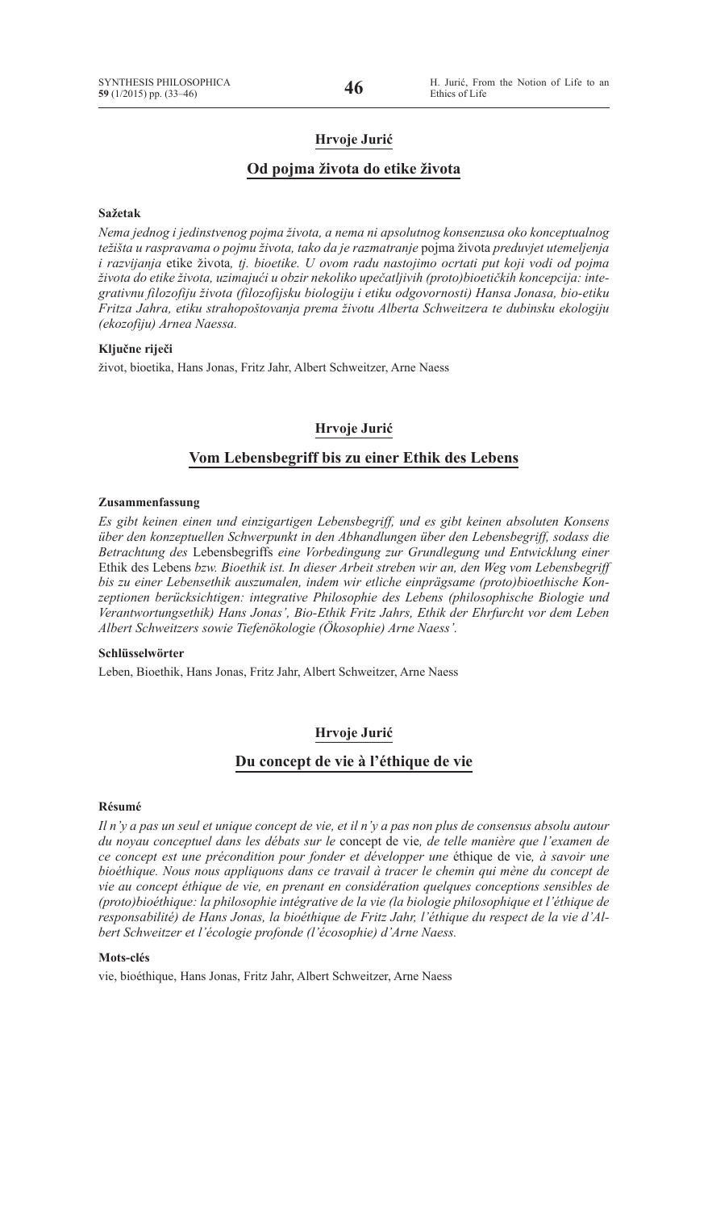## Hrvoje Jurić

## Od pojma života do etike života

**Sažetak**

*Nema jednog i jedinstvenog pojma života, a nema ni apsolutnog konsenzusa oko konceptualnog težišta u raspravama o pojmu života, tako da je razmatranje* pojma života *preduvjet utemeljenja i razvijanja* etike života*, tj. bioetike. U ovom radu nastojimo ocrtati put koji vodi od pojma života do etike života, uzimajući u obzir nekoliko upečatljivih (proto)bioetičkih koncepcija: integrativnu filozofiju života (filozofijsku biologiju i etiku odgovornosti) Hansa Jonasa, bio-etiku Fritza Jahra, etiku strahopoštovanja prema životu Alberta Schweitzera te dubinsku ekologiju (ekozofiju) Arnea Naessa.*

**Ključne riječi**

život, bioetika, Hans Jonas, Fritz Jahr, Albert Schweitzer, Arne Naess

## Hrvoje Jurić

## Vom Lebensbegriff bis zu einer Ethik des Lebens

**Zusammenfassung**

*Es gibt keinen einen und einzigartigen Lebensbegriff, und es gibt keinen absoluten Konsens über den konzeptuellen Schwerpunkt in den Abhandlungen über den Lebensbegriff, sodass die Betrachtung des* Lebensbegriffs *eine Vorbedingung zur Grundlegung und Entwicklung einer* Ethik des Lebens *bzw. Bioethik ist. In dieser Arbeit streben wir an, den Weg vom Lebensbegriff bis zu einer Lebensethik auszumalen, indem wir etliche einprägsame (proto)bioethische Konzeptionen berücksichtigen: integrative Philosophie des Lebens (philosophische Biologie und Verantwortungsethik) Hans Jonas', Bio-Ethik Fritz Jahrs, Ethik der Ehrfurcht vor dem Leben Albert Schweitzers sowie Tiefenökologie (Ökosophie) Arne Naess'.*

**Schlüsselwörter**

Leben, Bioethik, Hans Jonas, Fritz Jahr, Albert Schweitzer, Arne Naess

## Hrvoje Jurić

## Du concept de vie à l'éthique de vie

**Résumé**

*Il n'y a pas un seul et unique concept de vie, et il n'y a pas non plus de consensus absolu autour du noyau conceptuel dans les débats sur le* concept de vie*, de telle manière que l'examen de ce concept est une précondition pour fonder et développer une* éthique de vie*, à savoir une bioéthique. Nous nous appliquons dans ce travail à tracer le chemin qui mène du concept de vie au concept éthique de vie, en prenant en considération quelques conceptions sensibles de (proto)bioéthique: la philosophie intégrative de la vie (la biologie philosophique et l'éthique de responsabilité) de Hans Jonas, la bioéthique de Fritz Jahr, l'éthique du respect de la vie d'Albert Schweitzer et l'écologie profonde (l'écosophie) d'Arne Naess.*

**Mots-clés**

vie, bioéthique, Hans Jonas, Fritz Jahr, Albert Schweitzer, Arne Naess